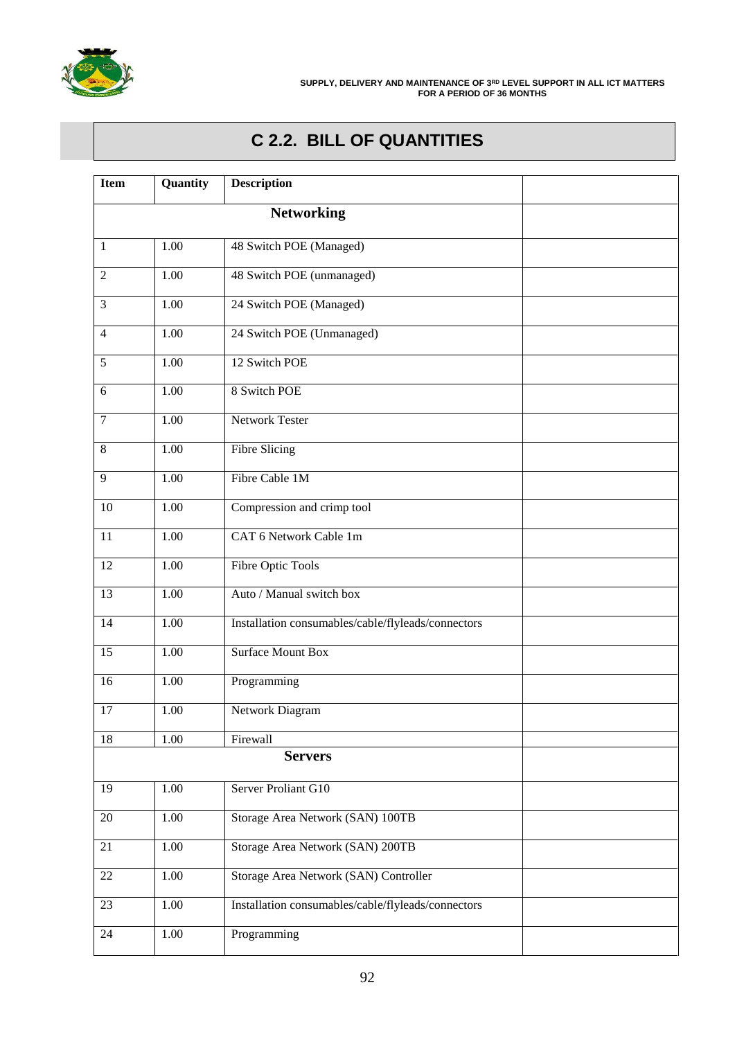# C 2.2. BILL OF QUANTITIES

| Item | Quantity | Description | |
|---|---|---|---|
| | | **Networking** | |
| 1 | 1.00 | 48 Switch POE (Managed) | |
| 2 | 1.00 | 48 Switch POE (unmanaged) | |
| 3 | 1.00 | 24 Switch POE (Managed) | |
| 4 | 1.00 | 24 Switch POE (Unmanaged) | |
| 5 | 1.00 | 12 Switch POE | |
| 6 | 1.00 | 8 Switch POE | |
| 7 | 1.00 | Network Tester | |
| 8 | 1.00 | Fibre Slicing | |
| 9 | 1.00 | Fibre Cable 1M | |
| 10 | 1.00 | Compression and crimp tool | |
| 11 | 1.00 | CAT 6 Network Cable 1m | |
| 12 | 1.00 | Fibre Optic Tools | |
| 13 | 1.00 | Auto / Manual switch box | |
| 14 | 1.00 | Installation consumables/cable/flyleads/connectors | |
| 15 | 1.00 | Surface Mount Box | |
| 16 | 1.00 | Programming | |
| 17 | 1.00 | Network Diagram | |
| 18 | 1.00 | Firewall | |
| | | **Servers** | |
| 19 | 1.00 | Server Proliant G10 | |
| 20 | 1.00 | Storage Area Network (SAN) 100TB | |
| 21 | 1.00 | Storage Area Network (SAN) 200TB | |
| 22 | 1.00 | Storage Area Network (SAN) Controller | |
| 23 | 1.00 | Installation consumables/cable/flyleads/connectors | |
| 24 | 1.00 | Programming | |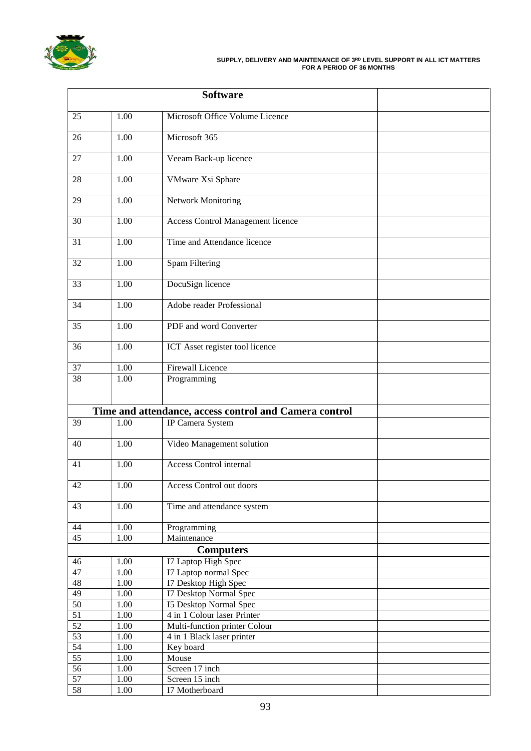| Software | | | |
|---|---|---|---|
| 25 | 1.00 | Microsoft Office Volume Licence | |
| 26 | 1.00 | Microsoft 365 | |
| 27 | 1.00 | Veeam Back-up licence | |
| 28 | 1.00 | VMware Xsi Sphare | |
| 29 | 1.00 | Network Monitoring | |
| 30 | 1.00 | Access Control Management licence | |
| 31 | 1.00 | Time and Attendance licence | |
| 32 | 1.00 | Spam Filtering | |
| 33 | 1.00 | DocuSign licence | |
| 34 | 1.00 | Adobe reader Professional | |
| 35 | 1.00 | PDF and word Converter | |
| 36 | 1.00 | ICT Asset register tool licence | |
| 37 | 1.00 | Firewall Licence | |
| 38 | 1.00 | Programming | |
| **Time and attendance, access control and Camera control** | | | |
| 39 | 1.00 | IP Camera System | |
| 40 | 1.00 | Video Management solution | |
| 41 | 1.00 | Access Control internal | |
| 42 | 1.00 | Access Control out doors | |
| 43 | 1.00 | Time and attendance system | |
| 44 | 1.00 | Programming | |
| 45 | 1.00 | Maintenance | |
| **Computers** | | | |
| 46 | 1.00 | I7 Laptop High Spec | |
| 47 | 1.00 | I7 Laptop normal Spec | |
| 48 | 1.00 | I7 Desktop High Spec | |
| 49 | 1.00 | I7 Desktop Normal Spec | |
| 50 | 1.00 | I5 Desktop Normal Spec | |
| 51 | 1.00 | 4 in 1 Colour laser Printer | |
| 52 | 1.00 | Multi-function printer Colour | |
| 53 | 1.00 | 4 in 1 Black laser printer | |
| 54 | 1.00 | Key board | |
| 55 | 1.00 | Mouse | |
| 56 | 1.00 | Screen 17 inch | |
| 57 | 1.00 | Screen 15 inch | |
| 58 | 1.00 | I7 Motherboard | |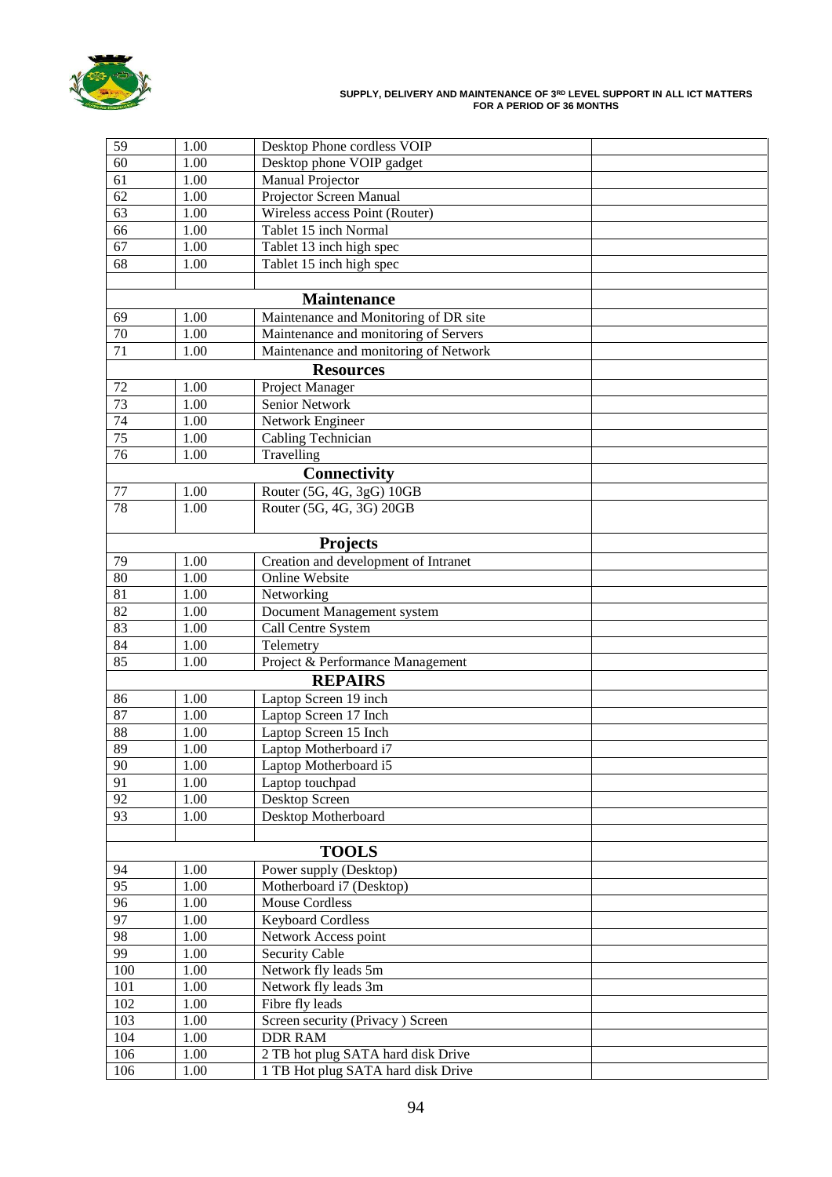| | | | |
|---|---|---|---|
| 59 | 1.00 | Desktop Phone cordless VOIP | |
| 60 | 1.00 | Desktop phone VOIP gadget | |
| 61 | 1.00 | Manual Projector | |
| 62 | 1.00 | Projector Screen Manual | |
| 63 | 1.00 | Wireless access Point (Router) | |
| 66 | 1.00 | Tablet 15 inch Normal | |
| 67 | 1.00 | Tablet 13 inch high spec | |
| 68 | 1.00 | Tablet 15 inch high spec | |
| | | | |
| **Maintenance** | | | |
| 69 | 1.00 | Maintenance and Monitoring of DR site | |
| 70 | 1.00 | Maintenance and monitoring of Servers | |
| 71 | 1.00 | Maintenance and monitoring of Network | |
| **Resources** | | | |
| 72 | 1.00 | Project Manager | |
| 73 | 1.00 | Senior Network | |
| 74 | 1.00 | Network Engineer | |
| 75 | 1.00 | Cabling Technician | |
| 76 | 1.00 | Travelling | |
| **Connectivity** | | | |
| 77 | 1.00 | Router (5G, 4G, 3gG) 10GB | |
| 78 | 1.00 | Router (5G, 4G, 3G) 20GB | |
| **Projects** | | | |
| 79 | 1.00 | Creation and development of Intranet | |
| 80 | 1.00 | Online Website | |
| 81 | 1.00 | Networking | |
| 82 | 1.00 | Document Management system | |
| 83 | 1.00 | Call Centre System | |
| 84 | 1.00 | Telemetry | |
| 85 | 1.00 | Project & Performance Management | |
| **REPAIRS** | | | |
| 86 | 1.00 | Laptop Screen 19 inch | |
| 87 | 1.00 | Laptop Screen 17 Inch | |
| 88 | 1.00 | Laptop Screen 15 Inch | |
| 89 | 1.00 | Laptop Motherboard i7 | |
| 90 | 1.00 | Laptop Motherboard i5 | |
| 91 | 1.00 | Laptop touchpad | |
| 92 | 1.00 | Desktop Screen | |
| 93 | 1.00 | Desktop Motherboard | |
| | | | |
| **TOOLS** | | | |
| 94 | 1.00 | Power supply (Desktop) | |
| 95 | 1.00 | Motherboard i7 (Desktop) | |
| 96 | 1.00 | Mouse Cordless | |
| 97 | 1.00 | Keyboard Cordless | |
| 98 | 1.00 | Network Access point | |
| 99 | 1.00 | Security Cable | |
| 100 | 1.00 | Network fly leads 5m | |
| 101 | 1.00 | Network fly leads 3m | |
| 102 | 1.00 | Fibre fly leads | |
| 103 | 1.00 | Screen security (Privacy ) Screen | |
| 104 | 1.00 | DDR RAM | |
| 106 | 1.00 | 2 TB hot plug SATA hard disk Drive | |
| 106 | 1.00 | 1 TB Hot plug SATA hard disk Drive | |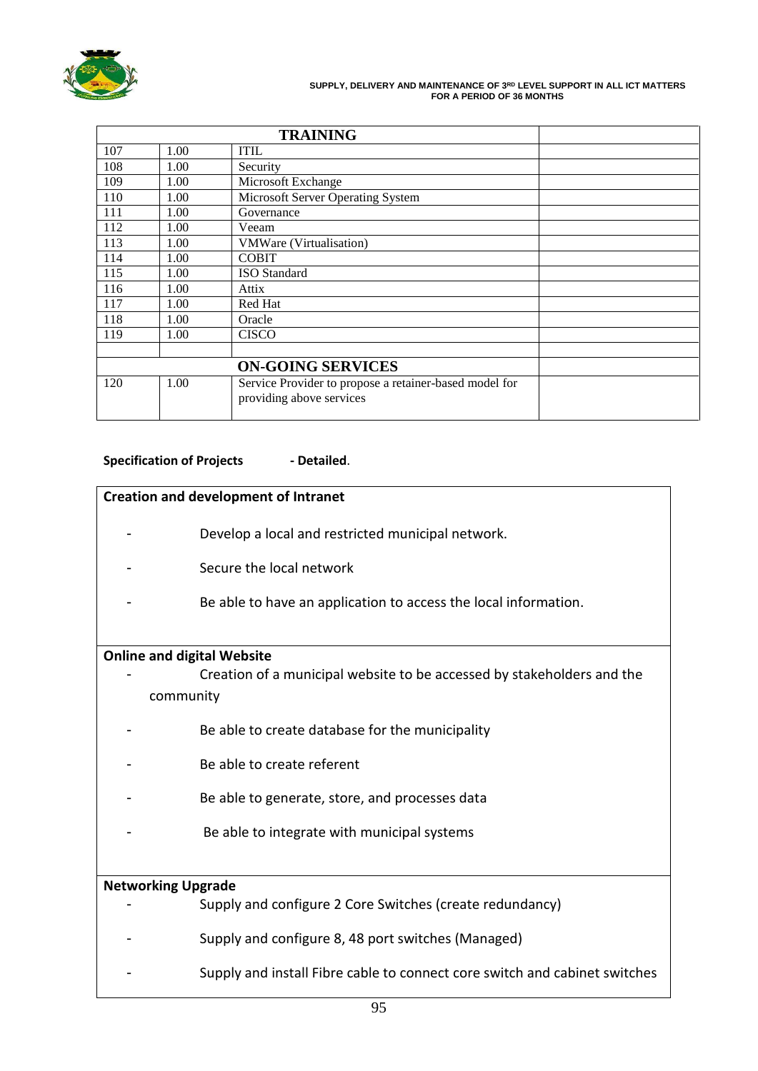| | | TRAINING | |
|---|---|---|---|
| 107 | 1.00 | ITIL | |
| 108 | 1.00 | Security | |
| 109 | 1.00 | Microsoft Exchange | |
| 110 | 1.00 | Microsoft Server Operating System | |
| 111 | 1.00 | Governance | |
| 112 | 1.00 | Veeam | |
| 113 | 1.00 | VMWare (Virtualisation) | |
| 114 | 1.00 | COBIT | |
| 115 | 1.00 | ISO Standard | |
| 116 | 1.00 | Attix | |
| 117 | 1.00 | Red Hat | |
| 118 | 1.00 | Oracle | |
| 119 | 1.00 | CISCO | |
| | | | |
| | | **ON-GOING SERVICES** | |
| 120 | 1.00 | Service Provider to propose a retainer-based model for providing above services | |

**Specification of Projects - Detailed**.

**Creation and development of Intranet**

- Develop a local and restricted municipal network.
- Secure the local network
- Be able to have an application to access the local information.

**Online and digital Website**

- Creation of a municipal website to be accessed by stakeholders and the community
- Be able to create database for the municipality
- Be able to create referent
- Be able to generate, store, and processes data
- Be able to integrate with municipal systems

**Networking Upgrade**

- Supply and configure 2 Core Switches (create redundancy)
- Supply and configure 8, 48 port switches (Managed)
- Supply and install Fibre cable to connect core switch and cabinet switches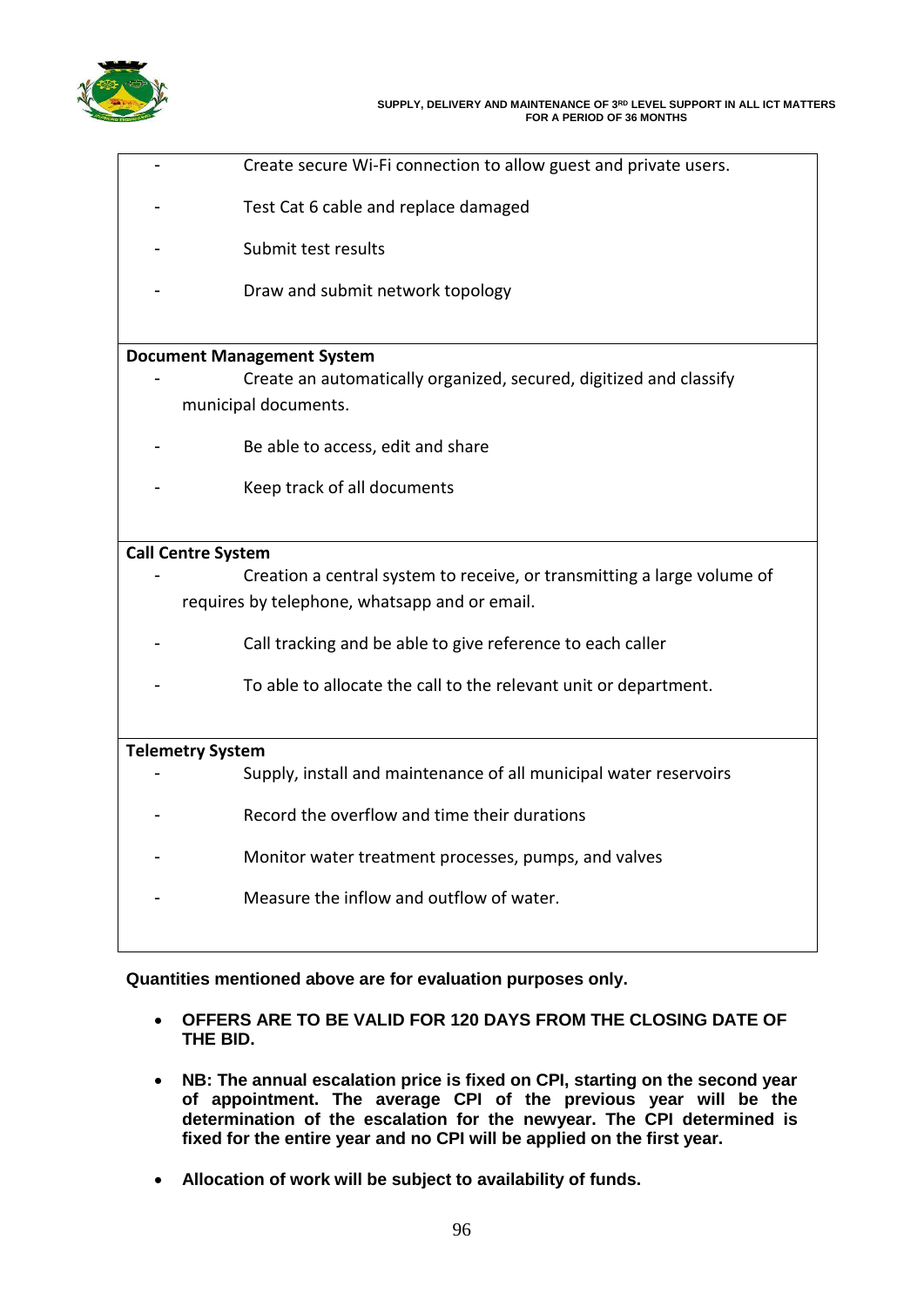- Create secure Wi-Fi connection to allow guest and private users.
- Test Cat 6 cable and replace damaged
- Submit test results
- Draw and submit network topology

**Document Management System**

- Create an automatically organized, secured, digitized and classify municipal documents.
- Be able to access, edit and share
- Keep track of all documents

**Call Centre System**

- Creation a central system to receive, or transmitting a large volume of requires by telephone, whatsapp and or email.
- Call tracking and be able to give reference to each caller
- To able to allocate the call to the relevant unit or department.

**Telemetry System**

- Supply, install and maintenance of all municipal water reservoirs
- Record the overflow and time their durations
- Monitor water treatment processes, pumps, and valves
- Measure the inflow and outflow of water.

**Quantities mentioned above are for evaluation purposes only.**

- **OFFERS ARE TO BE VALID FOR 120 DAYS FROM THE CLOSING DATE OF THE BID.**
- **NB: The annual escalation price is fixed on CPI, starting on the second year of appointment. The average CPI of the previous year will be the determination of the escalation for the newyear. The CPI determined is fixed for the entire year and no CPI will be applied on the first year.**
- **Allocation of work will be subject to availability of funds.**